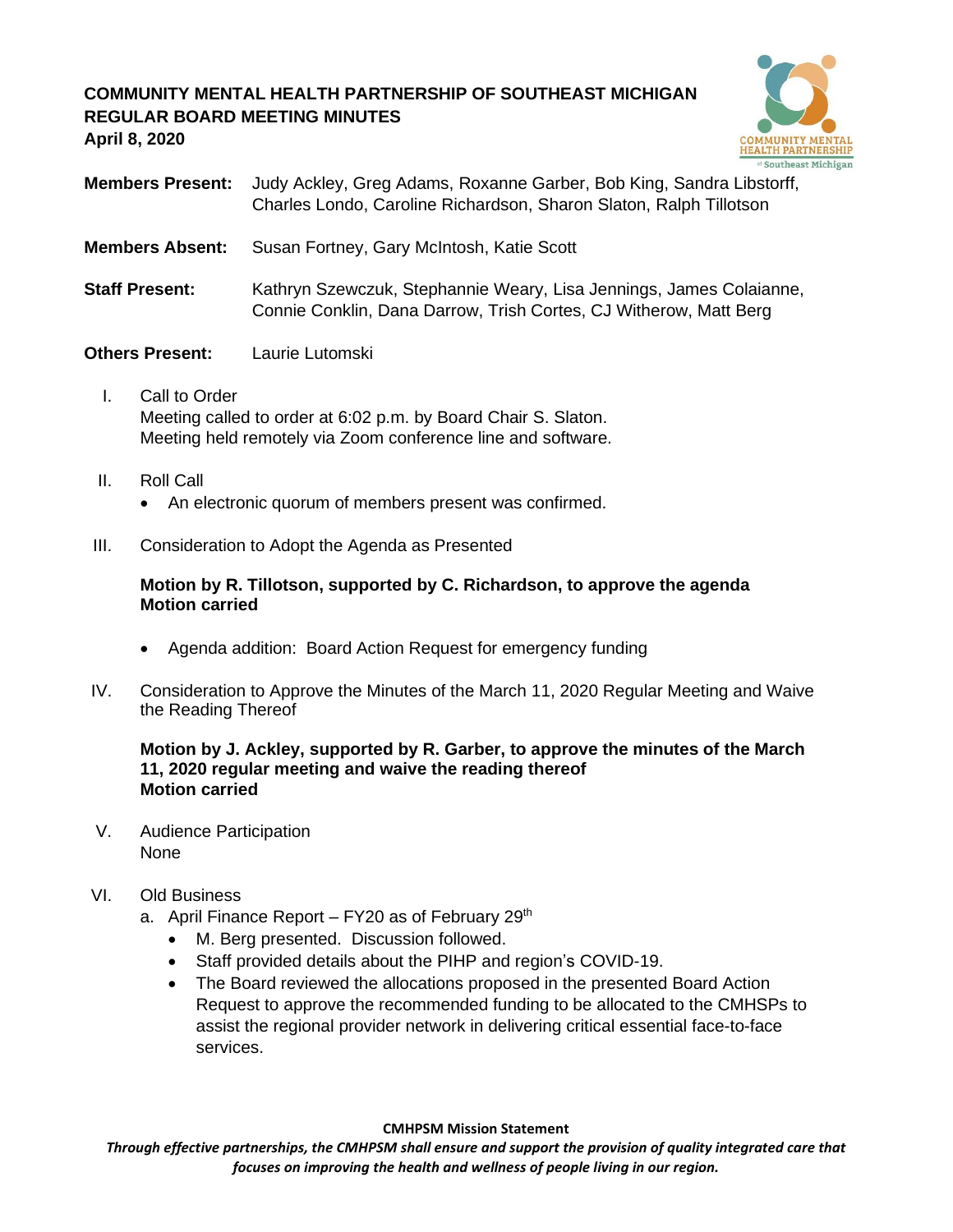# COMMUNITY MENTAL HEALTH PARTNERSHIP OF SOUTHEAST MICHIGAN
## REGULAR BOARD MEETING MINUTES
**April 8, 2020**

**Members Present:** Judy Ackley, Greg Adams, Roxanne Garber, Bob King, Sandra Libstorff, Charles Londo, Caroline Richardson, Sharon Slaton, Ralph Tillotson

**Members Absent:** Susan Fortney, Gary McIntosh, Katie Scott

**Staff Present:** Kathryn Szewczuk, Stephannie Weary, Lisa Jennings, James Colaianne, Connie Conklin, Dana Darrow, Trish Cortes, CJ Witherow, Matt Berg

**Others Present:** Laurie Lutomski

I. Call to Order
Meeting called to order at 6:02 p.m. by Board Chair S. Slaton.
Meeting held remotely via Zoom conference line and software.

II. Roll Call
- An electronic quorum of members present was confirmed.

III. Consideration to Adopt the Agenda as Presented

**Motion by R. Tillotson, supported by C. Richardson, to approve the agenda**
**Motion carried**

- Agenda addition: Board Action Request for emergency funding

IV. Consideration to Approve the Minutes of the March 11, 2020 Regular Meeting and Waive the Reading Thereof

**Motion by J. Ackley, supported by R. Garber, to approve the minutes of the March 11, 2020 regular meeting and waive the reading thereof**
**Motion carried**

V. Audience Participation
None

VI. Old Business
a. April Finance Report – FY20 as of February 29th
   - M. Berg presented. Discussion followed.
   - Staff provided details about the PIHP and region's COVID-19.
   - The Board reviewed the allocations proposed in the presented Board Action Request to approve the recommended funding to be allocated to the CMHSPs to assist the regional provider network in delivering critical essential face-to-face services.

**CMHPSM Mission Statement**
*Through effective partnerships, the CMHPSM shall ensure and support the provision of quality integrated care that focuses on improving the health and wellness of people living in our region.*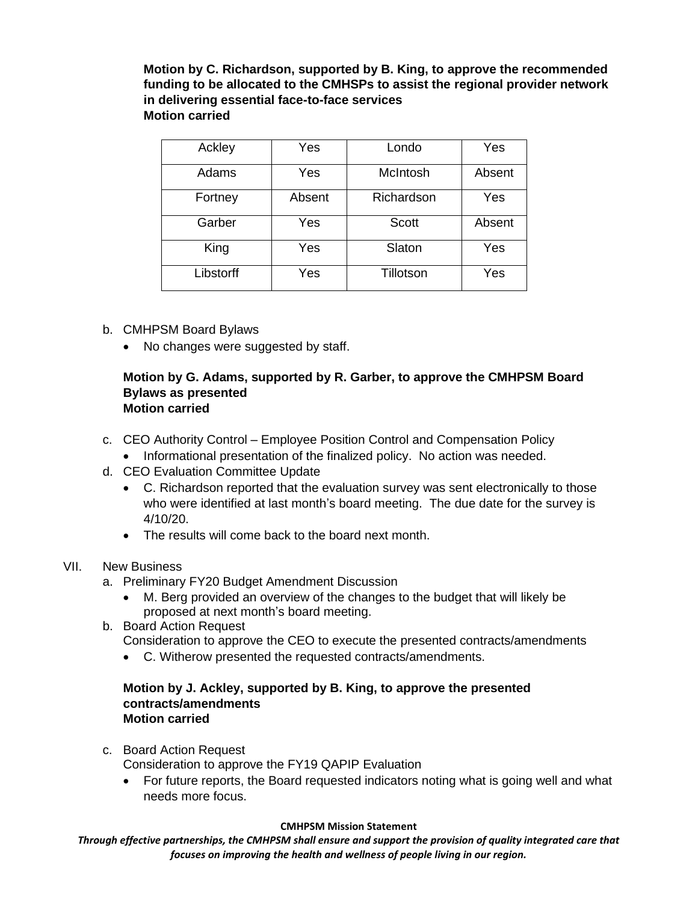**Motion by C. Richardson, supported by B. King, to approve the recommended funding to be allocated to the CMHSPs to assist the regional provider network in delivering essential face-to-face services**
**Motion carried**

| Ackley | Yes | Londo | Yes |
|---|---|---|---|
| Adams | Yes | McIntosh | Absent |
| Fortney | Absent | Richardson | Yes |
| Garber | Yes | Scott | Absent |
| King | Yes | Slaton | Yes |
| Libstorff | Yes | Tillotson | Yes |

b. CMHPSM Board Bylaws
   - No changes were suggested by staff.

**Motion by G. Adams, supported by R. Garber, to approve the CMHPSM Board Bylaws as presented**
**Motion carried**

c. CEO Authority Control – Employee Position Control and Compensation Policy
   - Informational presentation of the finalized policy. No action was needed.

d. CEO Evaluation Committee Update
   - C. Richardson reported that the evaluation survey was sent electronically to those who were identified at last month's board meeting. The due date for the survey is 4/10/20.
   - The results will come back to the board next month.

VII. New Business

a. Preliminary FY20 Budget Amendment Discussion
   - M. Berg provided an overview of the changes to the budget that will likely be proposed at next month's board meeting.

b. Board Action Request
   Consideration to approve the CEO to execute the presented contracts/amendments
   - C. Witherow presented the requested contracts/amendments.

**Motion by J. Ackley, supported by B. King, to approve the presented contracts/amendments**
**Motion carried**

c. Board Action Request
   Consideration to approve the FY19 QAPIP Evaluation
   - For future reports, the Board requested indicators noting what is going well and what needs more focus.

**CMHPSM Mission Statement**

***Through effective partnerships, the CMHPSM shall ensure and support the provision of quality integrated care that focuses on improving the health and wellness of people living in our region.***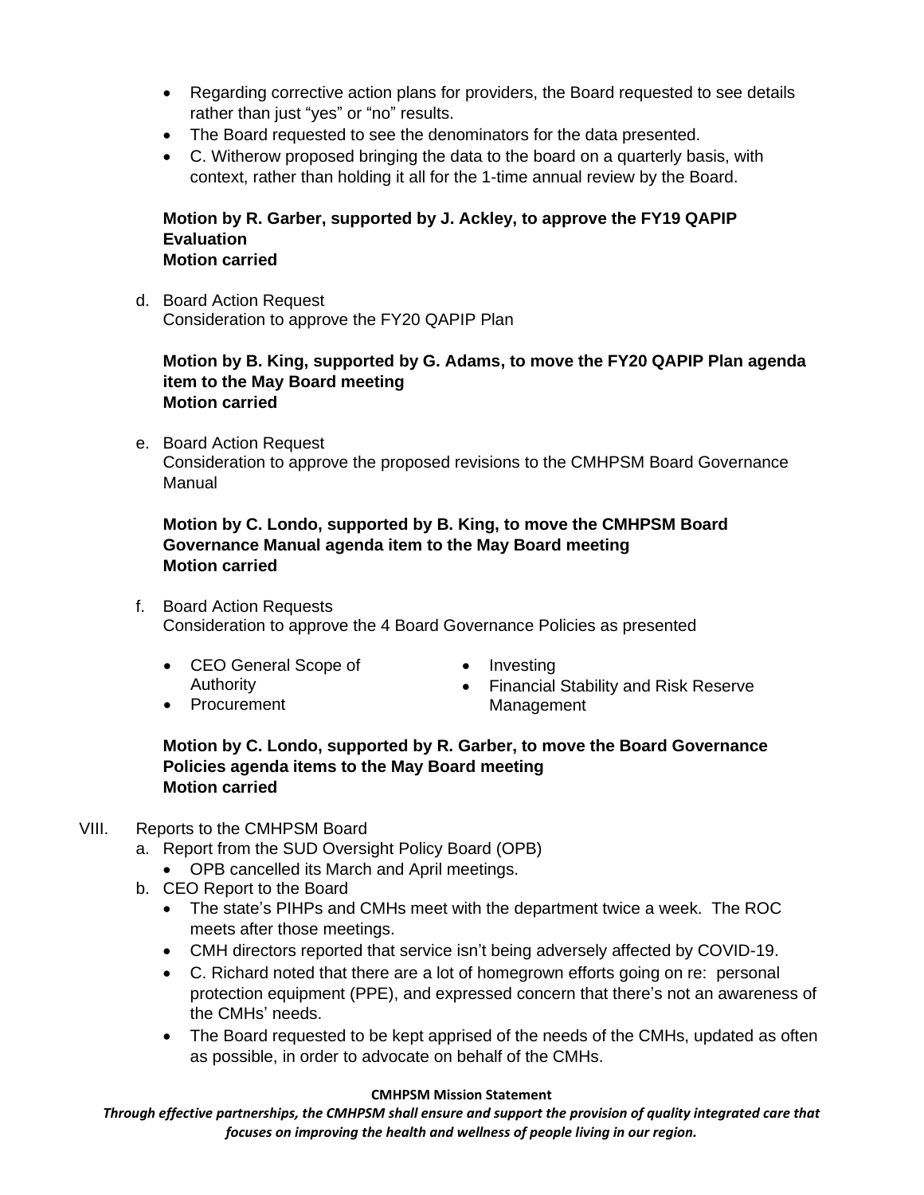- Regarding corrective action plans for providers, the Board requested to see details rather than just “yes” or “no” results.
- The Board requested to see the denominators for the data presented.
- C. Witherow proposed bringing the data to the board on a quarterly basis, with context, rather than holding it all for the 1-time annual review by the Board.

**Motion by R. Garber, supported by J. Ackley, to approve the FY19 QAPIP Evaluation**
**Motion carried**

d. Board Action Request
Consideration to approve the FY20 QAPIP Plan

**Motion by B. King, supported by G. Adams, to move the FY20 QAPIP Plan agenda item to the May Board meeting**
**Motion carried**

e. Board Action Request
Consideration to approve the proposed revisions to the CMHPSM Board Governance Manual

**Motion by C. Londo, supported by B. King, to move the CMHPSM Board Governance Manual agenda item to the May Board meeting**
**Motion carried**

f. Board Action Requests
Consideration to approve the 4 Board Governance Policies as presented

- CEO General Scope of Authority
- Procurement
- Investing
- Financial Stability and Risk Reserve Management

**Motion by C. Londo, supported by R. Garber, to move the Board Governance Policies agenda items to the May Board meeting**
**Motion carried**

VIII. Reports to the CMHPSM Board

a. Report from the SUD Oversight Policy Board (OPB)
- OPB cancelled its March and April meetings.

b. CEO Report to the Board
- The state’s PIHPs and CMHs meet with the department twice a week. The ROC meets after those meetings.
- CMH directors reported that service isn’t being adversely affected by COVID-19.
- C. Richard noted that there are a lot of homegrown efforts going on re: personal protection equipment (PPE), and expressed concern that there’s not an awareness of the CMHs’ needs.
- The Board requested to be kept apprised of the needs of the CMHs, updated as often as possible, in order to advocate on behalf of the CMHs.

**CMHPSM Mission Statement**

***Through effective partnerships, the CMHPSM shall ensure and support the provision of quality integrated care that focuses on improving the health and wellness of people living in our region.***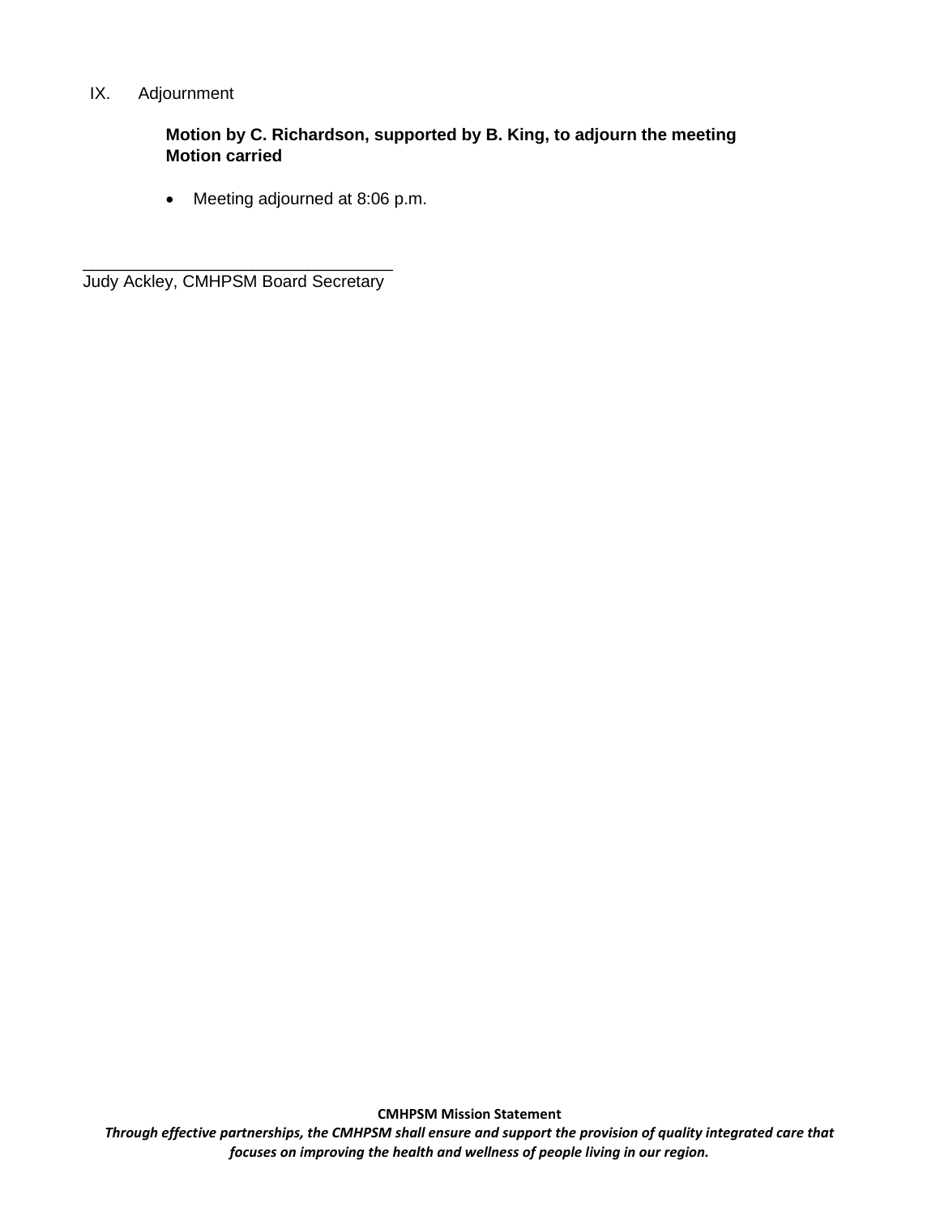IX. Adjournment

**Motion by C. Richardson, supported by B. King, to adjourn the meeting**
**Motion carried**

- Meeting adjourned at 8:06 p.m.

________________________________
Judy Ackley, CMHPSM Board Secretary

**CMHPSM Mission Statement**
***Through effective partnerships, the CMHPSM shall ensure and support the provision of quality integrated care that focuses on improving the health and wellness of people living in our region.***